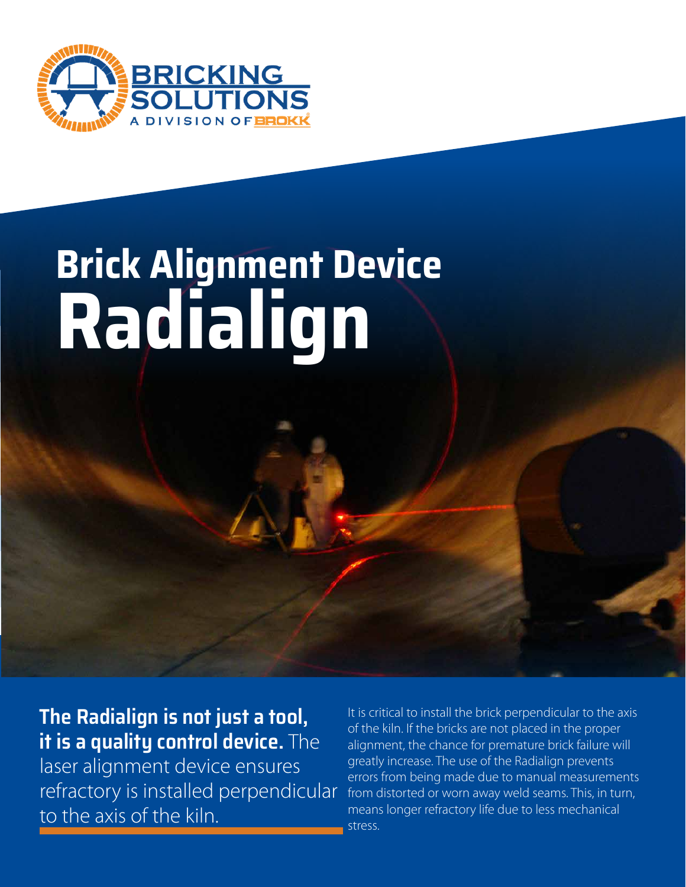# Brick Alignment Device Radialign

**The Radialign is not just a tool, it is a quality control device.** The laser alignment device ensures refractory is installed perpendicular to the axis of the kiln.

It is critical to install the brick perpendicular to the axis of the kiln. If the bricks are not placed in the proper alignment, the chance for premature brick failure will greatly increase. The use of the Radialign prevents errors from being made due to manual measurements from distorted or worn away weld seams. This, in turn, means longer refractory life due to less mechanical stress.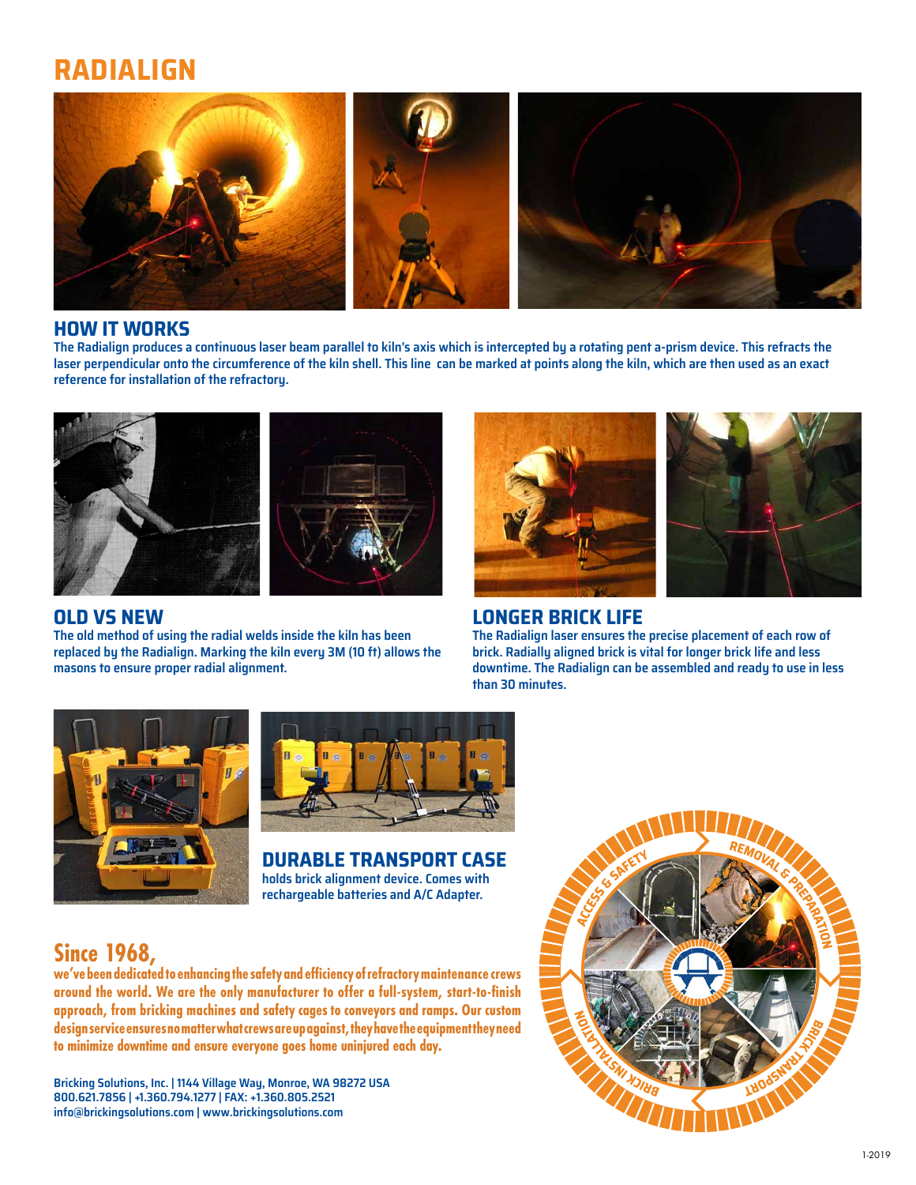# RADIALIGN

## HOW IT WORKS

**The Radialign produces a continuous laser beam parallel to kiln's axis which is intercepted by a rotating pent a-prism device. This refracts the laser perpendicular onto the circumference of the kiln shell. This line can be marked at points along the kiln, which are then used as an exact reference for installation of the refractory.**

## OLD VS NEW

**The old method of using the radial welds inside the kiln has been replaced by the Radialign. Marking the kiln every 3M (10 ft) allows the masons to ensure proper radial alignment.**

## LONGER BRICK LIFE

**The Radialign laser ensures the precise placement of each row of brick. Radially aligned brick is vital for longer brick life and less downtime. The Radialign can be assembled and ready to use in less than 30 minutes.**

## DURABLE TRANSPORT CASE

**holds brick alignment device. Comes with rechargeable batteries and A/C Adapter.**

## Since 1968,

**we've been dedicated to enhancing the safety and efficiency of refractory maintenance crews around the world. We are the only manufacturer to offer a full-system, start-to-finish approach, from bricking machines and safety cages to conveyors and ramps. Our custom design service ensures no matter what crews are up against, they have the equipment they need to minimize downtime and ensure everyone goes home uninjured each day.**

ACCESS & SAFETY
REMOVAL & PREPARATION
BRICK TRANSPORT
BRICK INSTALLATION

**Bricking Solutions, Inc. | 1144 Village Way, Monroe, WA 98272 USA**
**800.621.7856 | +1.360.794.1277 | FAX: +1.360.805.2521**
**info@brickingsolutions.com | www.brickingsolutions.com**

1-2019